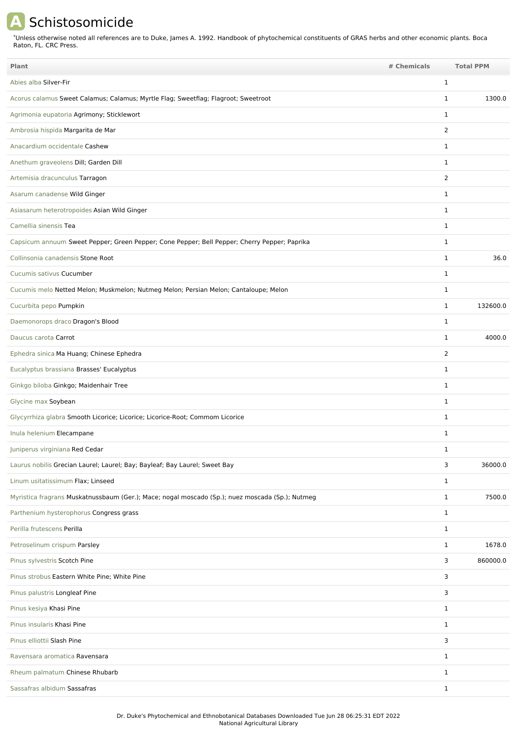# A Schistosomicide

*Unless otherwise noted all references are to Duke, James A. 1992. Handbook of phytochemical constituents of GRAS herbs and other economic plants. Boca Raton, FL. CRC Press.

| Plant | # Chemicals | Total PPM |
|---|---|---|
| Abies alba Silver-Fir | 1 | |
| Acorus calamus Sweet Calamus; Calamus; Myrtle Flag; Sweetflag; Flagroot; Sweetroot | 1 | 1300.0 |
| Agrimonia eupatoria Agrimony; Sticklewort | 1 | |
| Ambrosia hispida Margarita de Mar | 2 | |
| Anacardium occidentale Cashew | 1 | |
| Anethum graveolens Dill; Garden Dill | 1 | |
| Artemisia dracunculus Tarragon | 2 | |
| Asarum canadense Wild Ginger | 1 | |
| Asiasarum heterotropoides Asian Wild Ginger | 1 | |
| Camellia sinensis Tea | 1 | |
| Capsicum annuum Sweet Pepper; Green Pepper; Cone Pepper; Bell Pepper; Cherry Pepper; Paprika | 1 | |
| Collinsonia canadensis Stone Root | 1 | 36.0 |
| Cucumis sativus Cucumber | 1 | |
| Cucumis melo Netted Melon; Muskmelon; Nutmeg Melon; Persian Melon; Cantaloupe; Melon | 1 | |
| Cucurbita pepo Pumpkin | 1 | 132600.0 |
| Daemonorops draco Dragon's Blood | 1 | |
| Daucus carota Carrot | 1 | 4000.0 |
| Ephedra sinica Ma Huang; Chinese Ephedra | 2 | |
| Eucalyptus brassiana Brasses' Eucalyptus | 1 | |
| Ginkgo biloba Ginkgo; Maidenhair Tree | 1 | |
| Glycine max Soybean | 1 | |
| Glycyrrhiza glabra Smooth Licorice; Licorice; Licorice-Root; Commom Licorice | 1 | |
| Inula helenium Elecampane | 1 | |
| Juniperus virginiana Red Cedar | 1 | |
| Laurus nobilis Grecian Laurel; Laurel; Bay; Bayleaf; Bay Laurel; Sweet Bay | 3 | 36000.0 |
| Linum usitatissimum Flax; Linseed | 1 | |
| Myristica fragrans Muskatnussbaum (Ger.); Mace; nogal moscado (Sp.); nuez moscada (Sp.); Nutmeg | 1 | 7500.0 |
| Parthenium hysterophorus Congress grass | 1 | |
| Perilla frutescens Perilla | 1 | |
| Petroselinum crispum Parsley | 1 | 1678.0 |
| Pinus sylvestris Scotch Pine | 3 | 860000.0 |
| Pinus strobus Eastern White Pine; White Pine | 3 | |
| Pinus palustris Longleaf Pine | 3 | |
| Pinus kesiya Khasi Pine | 1 | |
| Pinus insularis Khasi Pine | 1 | |
| Pinus elliottii Slash Pine | 3 | |
| Ravensara aromatica Ravensara | 1 | |
| Rheum palmatum Chinese Rhubarb | 1 | |
| Sassafras albidum Sassafras | 1 | |

Dr. Duke's Phytochemical and Ethnobotanical Databases Downloaded Tue Jun 28 06:25:31 EDT 2022
National Agricultural Library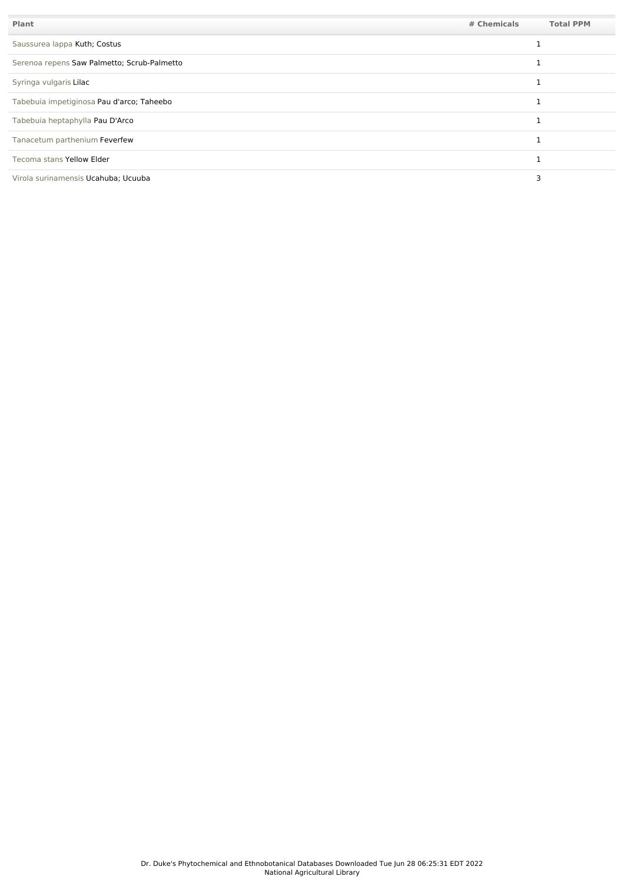| Plant | # Chemicals | Total PPM |
| --- | --- | --- |
| Saussurea lappa Kuth; Costus | 1 | |
| Serenoa repens Saw Palmetto; Scrub-Palmetto | 1 | |
| Syringa vulgaris Lilac | 1 | |
| Tabebuia impetiginosa Pau d'arco; Taheebo | 1 | |
| Tabebuia heptaphylla Pau D'Arco | 1 | |
| Tanacetum parthenium Feverfew | 1 | |
| Tecoma stans Yellow Elder | 1 | |
| Virola surinamensis Ucahuba; Ucuuba | 3 | |

Dr. Duke's Phytochemical and Ethnobotanical Databases Downloaded Tue Jun 28 06:25:31 EDT 2022
National Agricultural Library